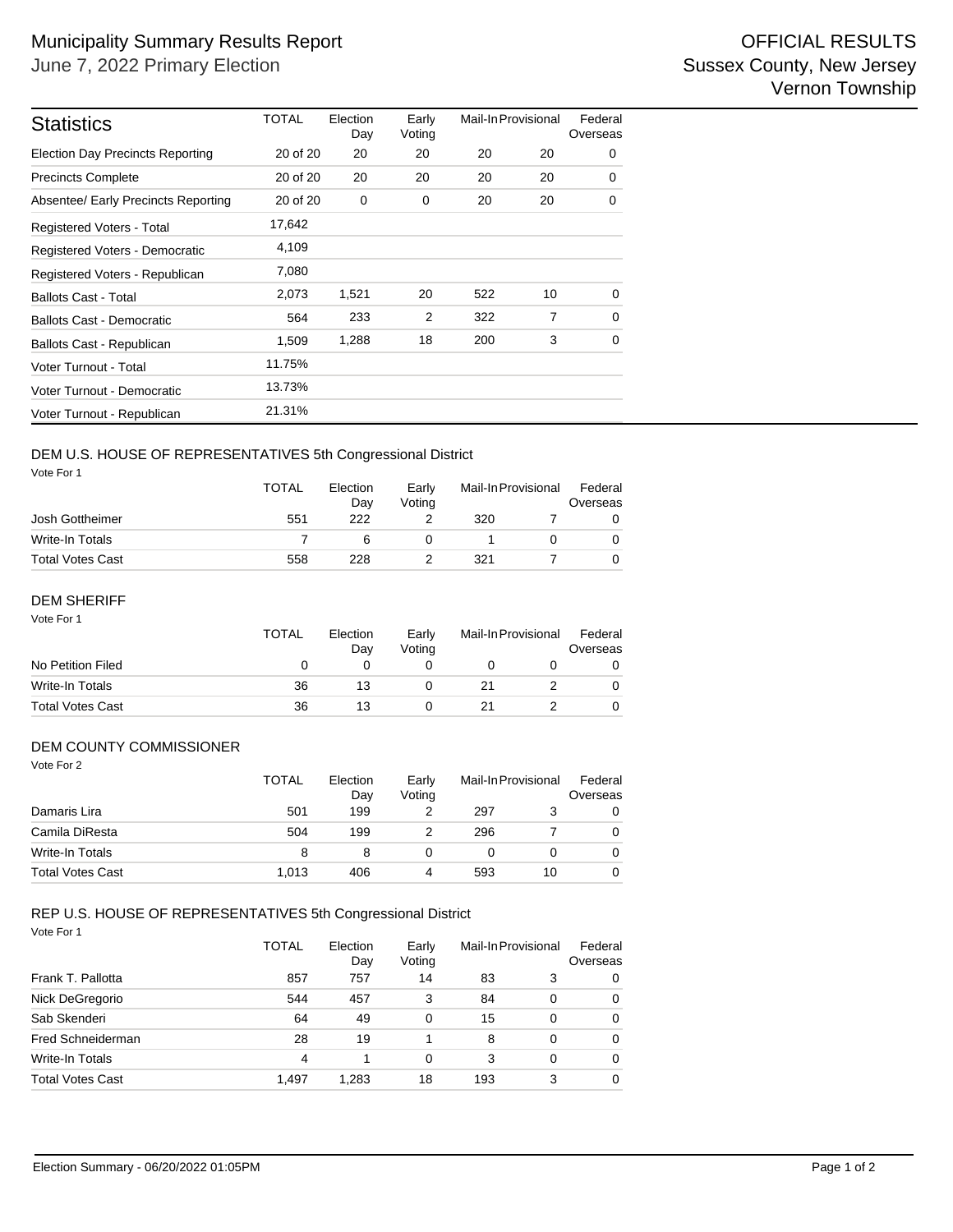# Municipality Summary Results Report

June 7, 2022 Primary Election

OFFICIAL RESULTS
Sussex County, New Jersey
Vernon Township

| Statistics | TOTAL | Election Day | Early Voting | Mail-In | Provisional | Federal Overseas |
|---|---|---|---|---|---|---|
| Election Day Precincts Reporting | 20 of 20 | 20 | 20 | 20 | 20 | 0 |
| Precincts Complete | 20 of 20 | 20 | 20 | 20 | 20 | 0 |
| Absentee/ Early Precincts Reporting | 20 of 20 | 0 | 0 | 20 | 20 | 0 |
| Registered Voters - Total | 17,642 | | | | | |
| Registered Voters - Democratic | 4,109 | | | | | |
| Registered Voters - Republican | 7,080 | | | | | |
| Ballots Cast - Total | 2,073 | 1,521 | 20 | 522 | 10 | 0 |
| Ballots Cast - Democratic | 564 | 233 | 2 | 322 | 7 | 0 |
| Ballots Cast - Republican | 1,509 | 1,288 | 18 | 200 | 3 | 0 |
| Voter Turnout - Total | 11.75% | | | | | |
| Voter Turnout - Democratic | 13.73% | | | | | |
| Voter Turnout - Republican | 21.31% | | | | | |

## DEM U.S. HOUSE OF REPRESENTATIVES 5th Congressional District

Vote For 1

| | TOTAL | Election Day | Early Voting | Mail-In | Provisional | Federal Overseas |
|---|---|---|---|---|---|---|
| Josh Gottheimer | 551 | 222 | 2 | 320 | 7 | 0 |
| Write-In Totals | 7 | 6 | 0 | 1 | 0 | 0 |
| Total Votes Cast | 558 | 228 | 2 | 321 | 7 | 0 |

## DEM SHERIFF

Vote For 1

| | TOTAL | Election Day | Early Voting | Mail-In | Provisional | Federal Overseas |
|---|---|---|---|---|---|---|
| No Petition Filed | 0 | 0 | 0 | 0 | 0 | 0 |
| Write-In Totals | 36 | 13 | 0 | 21 | 2 | 0 |
| Total Votes Cast | 36 | 13 | 0 | 21 | 2 | 0 |

## DEM COUNTY COMMISSIONER

Vote For 2

| | TOTAL | Election Day | Early Voting | Mail-In | Provisional | Federal Overseas |
|---|---|---|---|---|---|---|
| Damaris Lira | 501 | 199 | 2 | 297 | 3 | 0 |
| Camila DiResta | 504 | 199 | 2 | 296 | 7 | 0 |
| Write-In Totals | 8 | 8 | 0 | 0 | 0 | 0 |
| Total Votes Cast | 1,013 | 406 | 4 | 593 | 10 | 0 |

## REP U.S. HOUSE OF REPRESENTATIVES 5th Congressional District

Vote For 1

| | TOTAL | Election Day | Early Voting | Mail-In | Provisional | Federal Overseas |
|---|---|---|---|---|---|---|
| Frank T. Pallotta | 857 | 757 | 14 | 83 | 3 | 0 |
| Nick DeGregorio | 544 | 457 | 3 | 84 | 0 | 0 |
| Sab Skenderi | 64 | 49 | 0 | 15 | 0 | 0 |
| Fred Schneiderman | 28 | 19 | 1 | 8 | 0 | 0 |
| Write-In Totals | 4 | 1 | 0 | 3 | 0 | 0 |
| Total Votes Cast | 1,497 | 1,283 | 18 | 193 | 3 | 0 |

Election Summary - 06/20/2022 01:05PM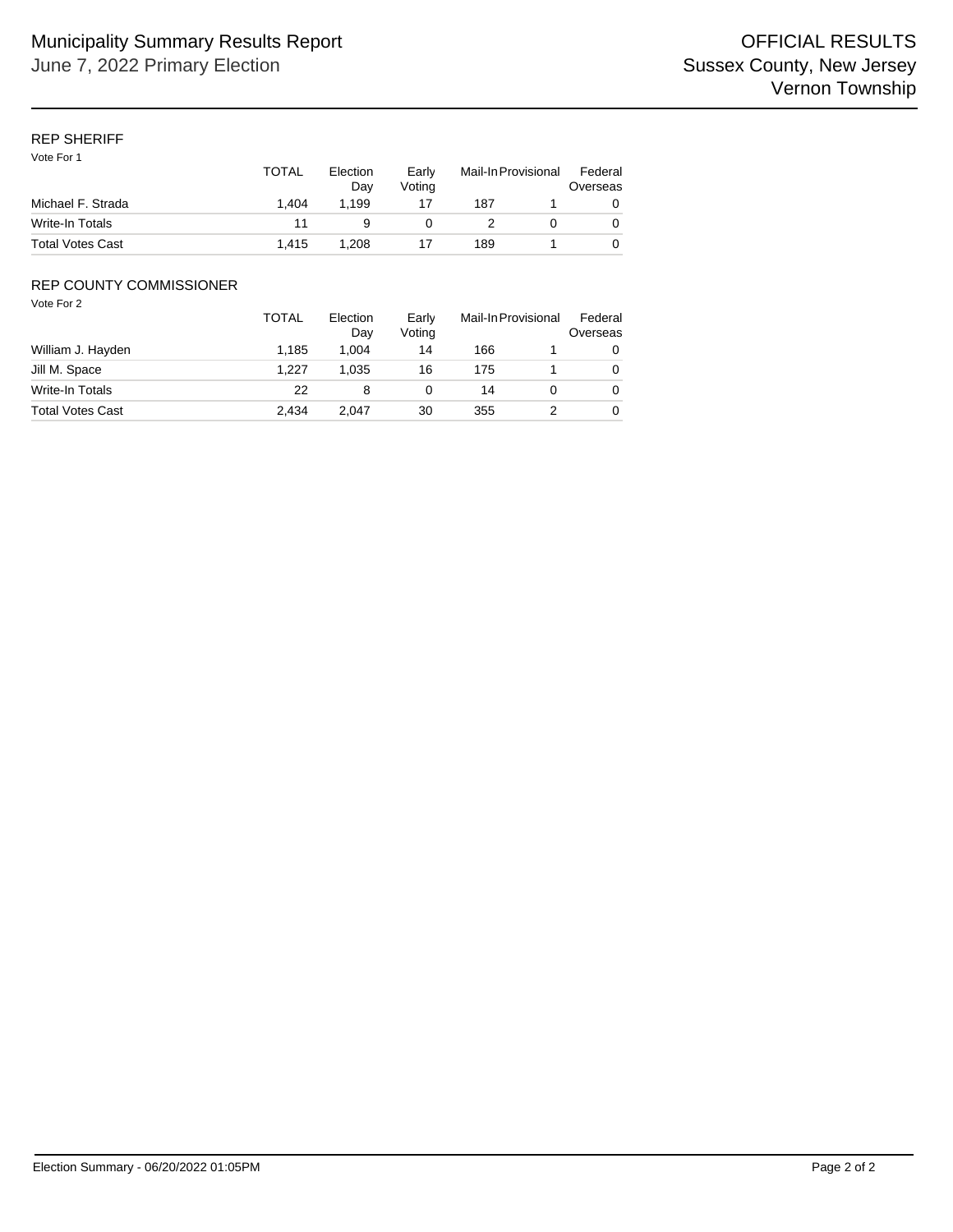# Municipality Summary Results Report

June 7, 2022 Primary Election

OFFICIAL RESULTS
Sussex County, New Jersey
Vernon Township

## REP SHERIFF

Vote For 1

| | TOTAL | Election Day | Early Voting | Mail-In | Provisional | Federal Overseas |
|---|---|---|---|---|---|---|
| Michael F. Strada | 1,404 | 1,199 | 17 | 187 | 1 | 0 |
| Write-In Totals | 11 | 9 | 0 | 2 | 0 | 0 |
| Total Votes Cast | 1,415 | 1,208 | 17 | 189 | 1 | 0 |

## REP COUNTY COMMISSIONER

Vote For 2

| | TOTAL | Election Day | Early Voting | Mail-In | Provisional | Federal Overseas |
|---|---|---|---|---|---|---|
| William J. Hayden | 1,185 | 1,004 | 14 | 166 | 1 | 0 |
| Jill M. Space | 1,227 | 1,035 | 16 | 175 | 1 | 0 |
| Write-In Totals | 22 | 8 | 0 | 14 | 0 | 0 |
| Total Votes Cast | 2,434 | 2,047 | 30 | 355 | 2 | 0 |

Election Summary - 06/20/2022 01:05PM